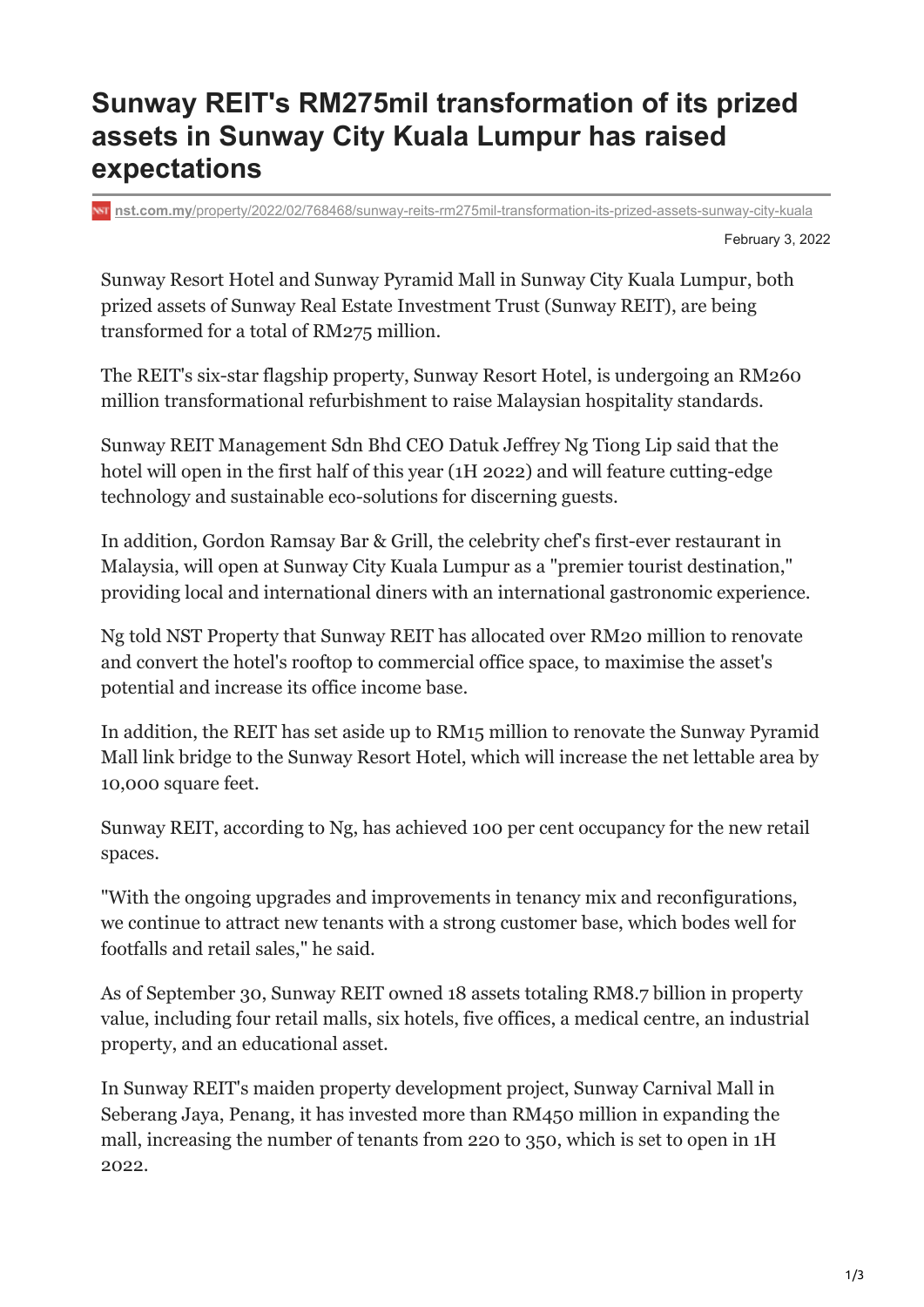# Sunway REIT's RM275mil transformation of its prized assets in Sunway City Kuala Lumpur has raised expectations

nst.com.my/property/2022/02/768468/sunway-reits-rm275mil-transformation-its-prized-assets-sunway-city-kuala

February 3, 2022

Sunway Resort Hotel and Sunway Pyramid Mall in Sunway City Kuala Lumpur, both prized assets of Sunway Real Estate Investment Trust (Sunway REIT), are being transformed for a total of RM275 million.

The REIT's six-star flagship property, Sunway Resort Hotel, is undergoing an RM260 million transformational refurbishment to raise Malaysian hospitality standards.

Sunway REIT Management Sdn Bhd CEO Datuk Jeffrey Ng Tiong Lip said that the hotel will open in the first half of this year (1H 2022) and will feature cutting-edge technology and sustainable eco-solutions for discerning guests.

In addition, Gordon Ramsay Bar & Grill, the celebrity chef's first-ever restaurant in Malaysia, will open at Sunway City Kuala Lumpur as a "premier tourist destination," providing local and international diners with an international gastronomic experience.

Ng told NST Property that Sunway REIT has allocated over RM20 million to renovate and convert the hotel's rooftop to commercial office space, to maximise the asset's potential and increase its office income base.

In addition, the REIT has set aside up to RM15 million to renovate the Sunway Pyramid Mall link bridge to the Sunway Resort Hotel, which will increase the net lettable area by 10,000 square feet.

Sunway REIT, according to Ng, has achieved 100 per cent occupancy for the new retail spaces.

"With the ongoing upgrades and improvements in tenancy mix and reconfigurations, we continue to attract new tenants with a strong customer base, which bodes well for footfalls and retail sales," he said.

As of September 30, Sunway REIT owned 18 assets totaling RM8.7 billion in property value, including four retail malls, six hotels, five offices, a medical centre, an industrial property, and an educational asset.

In Sunway REIT's maiden property development project, Sunway Carnival Mall in Seberang Jaya, Penang, it has invested more than RM450 million in expanding the mall, increasing the number of tenants from 220 to 350, which is set to open in 1H 2022.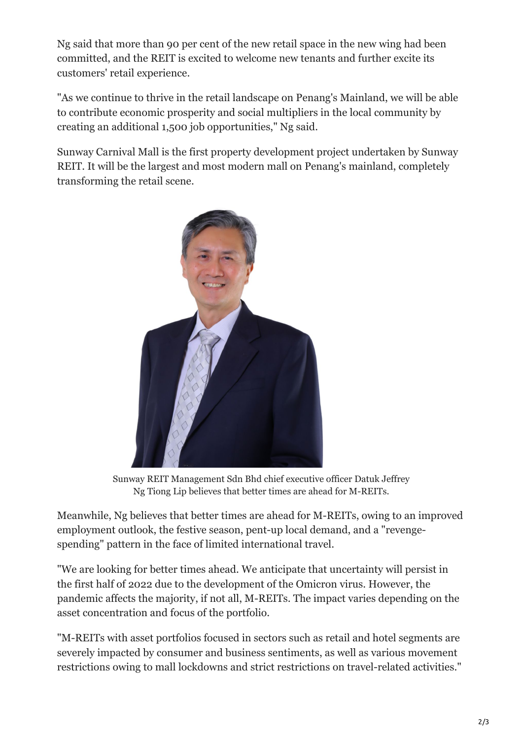Ng said that more than 90 per cent of the new retail space in the new wing had been committed, and the REIT is excited to welcome new tenants and further excite its customers' retail experience.

"As we continue to thrive in the retail landscape on Penang's Mainland, we will be able to contribute economic prosperity and social multipliers in the local community by creating an additional 1,500 job opportunities," Ng said.

Sunway Carnival Mall is the first property development project undertaken by Sunway REIT. It will be the largest and most modern mall on Penang's mainland, completely transforming the retail scene.

Sunway REIT Management Sdn Bhd chief executive officer Datuk Jeffrey Ng Tiong Lip believes that better times are ahead for M-REITs.

Meanwhile, Ng believes that better times are ahead for M-REITs, owing to an improved employment outlook, the festive season, pent-up local demand, and a "revenge-spending" pattern in the face of limited international travel.

"We are looking for better times ahead. We anticipate that uncertainty will persist in the first half of 2022 due to the development of the Omicron virus. However, the pandemic affects the majority, if not all, M-REITs. The impact varies depending on the asset concentration and focus of the portfolio.

"M-REITs with asset portfolios focused in sectors such as retail and hotel segments are severely impacted by consumer and business sentiments, as well as various movement restrictions owing to mall lockdowns and strict restrictions on travel-related activities."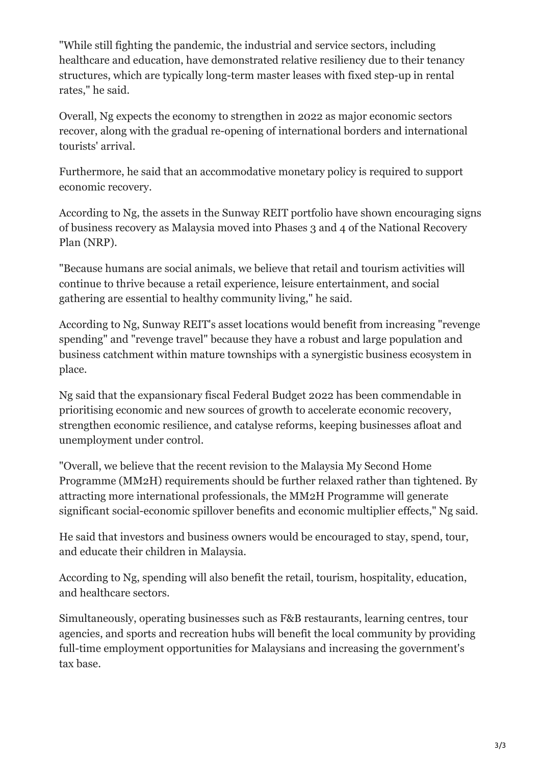"While still fighting the pandemic, the industrial and service sectors, including healthcare and education, have demonstrated relative resiliency due to their tenancy structures, which are typically long-term master leases with fixed step-up in rental rates," he said.

Overall, Ng expects the economy to strengthen in 2022 as major economic sectors recover, along with the gradual re-opening of international borders and international tourists' arrival.

Furthermore, he said that an accommodative monetary policy is required to support economic recovery.

According to Ng, the assets in the Sunway REIT portfolio have shown encouraging signs of business recovery as Malaysia moved into Phases 3 and 4 of the National Recovery Plan (NRP).

"Because humans are social animals, we believe that retail and tourism activities will continue to thrive because a retail experience, leisure entertainment, and social gathering are essential to healthy community living," he said.

According to Ng, Sunway REIT's asset locations would benefit from increasing "revenge spending" and "revenge travel" because they have a robust and large population and business catchment within mature townships with a synergistic business ecosystem in place.

Ng said that the expansionary fiscal Federal Budget 2022 has been commendable in prioritising economic and new sources of growth to accelerate economic recovery, strengthen economic resilience, and catalyse reforms, keeping businesses afloat and unemployment under control.

"Overall, we believe that the recent revision to the Malaysia My Second Home Programme (MM2H) requirements should be further relaxed rather than tightened. By attracting more international professionals, the MM2H Programme will generate significant social-economic spillover benefits and economic multiplier effects," Ng said.

He said that investors and business owners would be encouraged to stay, spend, tour, and educate their children in Malaysia.

According to Ng, spending will also benefit the retail, tourism, hospitality, education, and healthcare sectors.

Simultaneously, operating businesses such as F&B restaurants, learning centres, tour agencies, and sports and recreation hubs will benefit the local community by providing full-time employment opportunities for Malaysians and increasing the government's tax base.